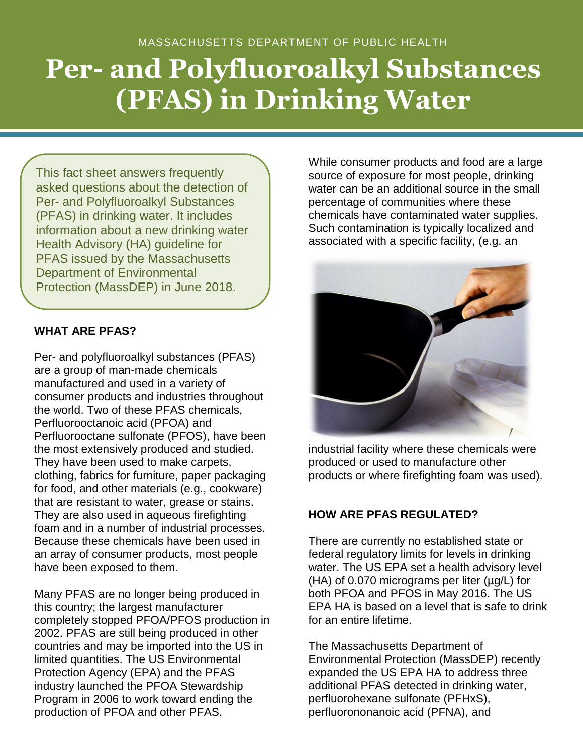MASSACHUSETTS DEPARTMENT OF PUBLIC HEALTH

# Per- and Polyfluoroalkyl Substances (PFAS) in Drinking Water

This fact sheet answers frequently asked questions about the detection of Per- and Polyfluoroalkyl Substances (PFAS) in drinking water. It includes information about a new drinking water Health Advisory (HA) guideline for PFAS issued by the Massachusetts Department of Environmental Protection (MassDEP) in June 2018.

## WHAT ARE PFAS?

Per- and polyfluoroalkyl substances (PFAS) are a group of man-made chemicals manufactured and used in a variety of consumer products and industries throughout the world. Two of these PFAS chemicals, Perfluorooctanoic acid (PFOA) and Perfluorooctane sulfonate (PFOS), have been the most extensively produced and studied. They have been used to make carpets, clothing, fabrics for furniture, paper packaging for food, and other materials (e.g., cookware) that are resistant to water, grease or stains. They are also used in aqueous firefighting foam and in a number of industrial processes. Because these chemicals have been used in an array of consumer products, most people have been exposed to them.

Many PFAS are no longer being produced in this country; the largest manufacturer completely stopped PFOA/PFOS production in 2002. PFAS are still being produced in other countries and may be imported into the US in limited quantities. The US Environmental Protection Agency (EPA) and the PFAS industry launched the PFOA Stewardship Program in 2006 to work toward ending the production of PFOA and other PFAS.

While consumer products and food are a large source of exposure for most people, drinking water can be an additional source in the small percentage of communities where these chemicals have contaminated water supplies. Such contamination is typically localized and associated with a specific facility, (e.g. an industrial facility where these chemicals were produced or used to manufacture other products or where firefighting foam was used).

## HOW ARE PFAS REGULATED?

There are currently no established state or federal regulatory limits for levels in drinking water. The US EPA set a health advisory level (HA) of 0.070 micrograms per liter (µg/L) for both PFOA and PFOS in May 2016. The US EPA HA is based on a level that is safe to drink for an entire lifetime.

The Massachusetts Department of Environmental Protection (MassDEP) recently expanded the US EPA HA to address three additional PFAS detected in drinking water, perfluorohexane sulfonate (PFHxS), perfluorononanoic acid (PFNA), and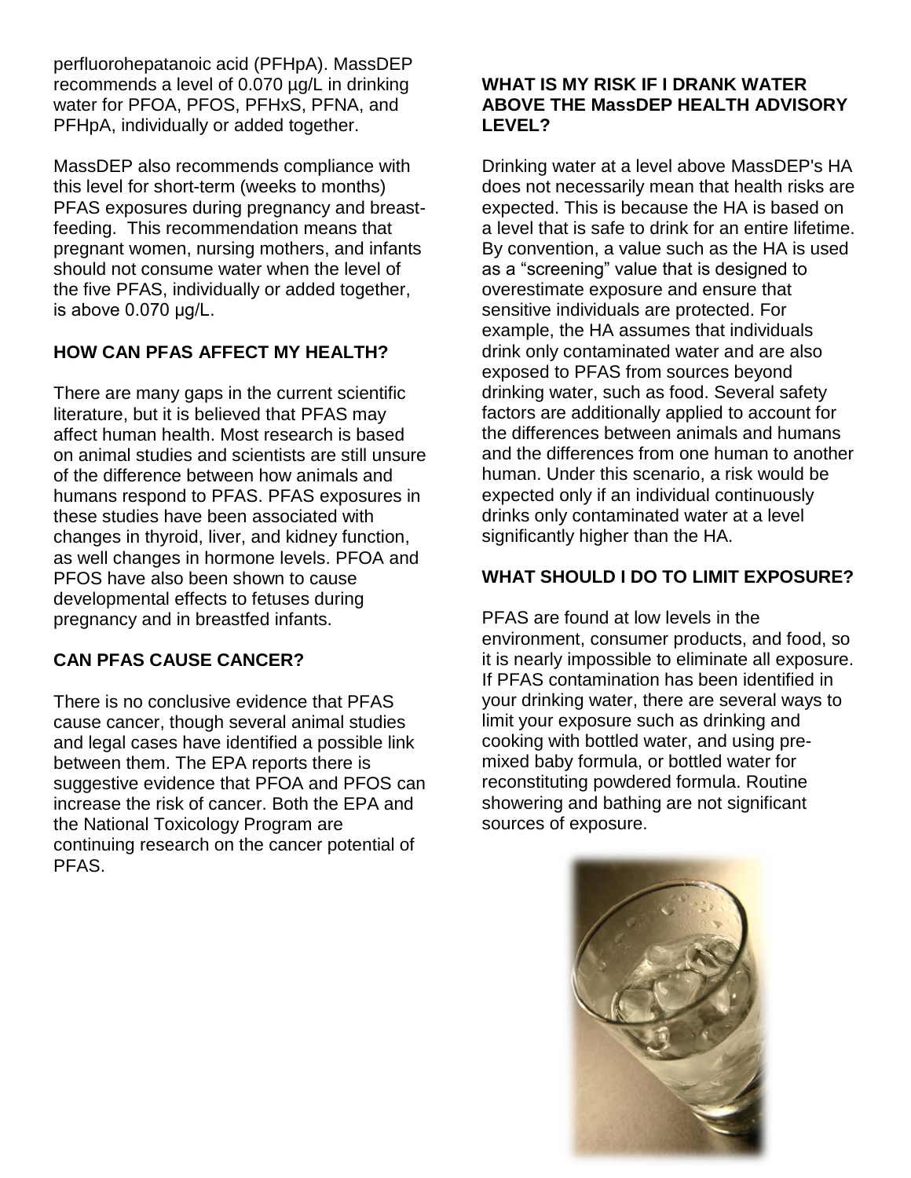perfluorohepatanoic acid (PFHpA). MassDEP recommends a level of 0.070 µg/L in drinking water for PFOA, PFOS, PFHxS, PFNA, and PFHpA, individually or added together.

MassDEP also recommends compliance with this level for short-term (weeks to months) PFAS exposures during pregnancy and breast-feeding. This recommendation means that pregnant women, nursing mothers, and infants should not consume water when the level of the five PFAS, individually or added together, is above 0.070 µg/L.

**HOW CAN PFAS AFFECT MY HEALTH?**

There are many gaps in the current scientific literature, but it is believed that PFAS may affect human health. Most research is based on animal studies and scientists are still unsure of the difference between how animals and humans respond to PFAS. PFAS exposures in these studies have been associated with changes in thyroid, liver, and kidney function, as well changes in hormone levels. PFOA and PFOS have also been shown to cause developmental effects to fetuses during pregnancy and in breastfed infants.

**CAN PFAS CAUSE CANCER?**

There is no conclusive evidence that PFAS cause cancer, though several animal studies and legal cases have identified a possible link between them. The EPA reports there is suggestive evidence that PFOA and PFOS can increase the risk of cancer. Both the EPA and the National Toxicology Program are continuing research on the cancer potential of PFAS.

**WHAT IS MY RISK IF I DRANK WATER ABOVE THE MassDEP HEALTH ADVISORY LEVEL?**

Drinking water at a level above MassDEP's HA does not necessarily mean that health risks are expected. This is because the HA is based on a level that is safe to drink for an entire lifetime. By convention, a value such as the HA is used as a "screening" value that is designed to overestimate exposure and ensure that sensitive individuals are protected. For example, the HA assumes that individuals drink only contaminated water and are also exposed to PFAS from sources beyond drinking water, such as food. Several safety factors are additionally applied to account for the differences between animals and humans and the differences from one human to another human. Under this scenario, a risk would be expected only if an individual continuously drinks only contaminated water at a level significantly higher than the HA.

**WHAT SHOULD I DO TO LIMIT EXPOSURE?**

PFAS are found at low levels in the environment, consumer products, and food, so it is nearly impossible to eliminate all exposure. If PFAS contamination has been identified in your drinking water, there are several ways to limit your exposure such as drinking and cooking with bottled water, and using pre-mixed baby formula, or bottled water for reconstituting powdered formula. Routine showering and bathing are not significant sources of exposure.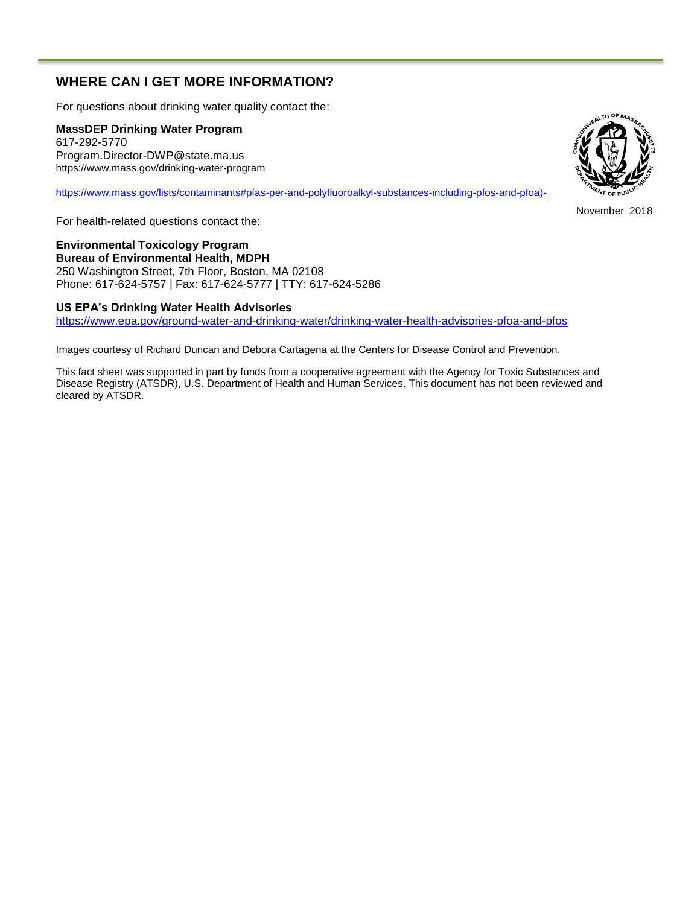## WHERE CAN I GET MORE INFORMATION?

For questions about drinking water quality contact the:

**MassDEP Drinking Water Program**
617-292-5770
Program.Director-DWP@state.ma.us
https://www.mass.gov/drinking-water-program

https://www.mass.gov/lists/contaminants#pfas-per-and-polyfluoroalkyl-substances-including-pfos-and-pfoa)-

November 2018

For health-related questions contact the:

**Environmental Toxicology Program**
**Bureau of Environmental Health, MDPH**
250 Washington Street, 7th Floor, Boston, MA 02108
Phone: 617-624-5757 | Fax: 617-624-5777 | TTY: 617-624-5286

**US EPA's Drinking Water Health Advisories**
https://www.epa.gov/ground-water-and-drinking-water/drinking-water-health-advisories-pfoa-and-pfos

Images courtesy of Richard Duncan and Debora Cartagena at the Centers for Disease Control and Prevention.

This fact sheet was supported in part by funds from a cooperative agreement with the Agency for Toxic Substances and Disease Registry (ATSDR), U.S. Department of Health and Human Services. This document has not been reviewed and cleared by ATSDR.